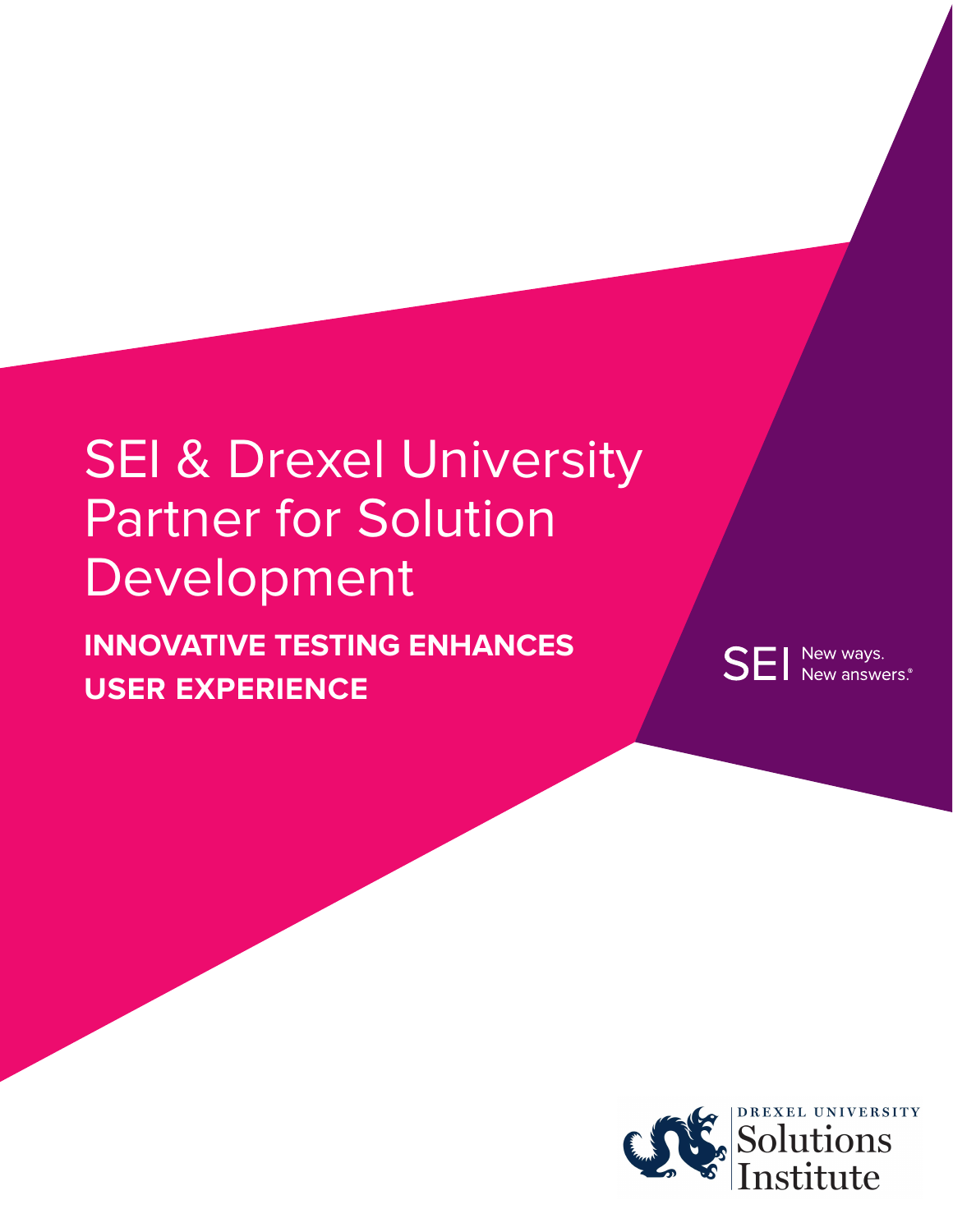# SEI & Drexel University Partner for Solution Development

## INNOVATIVE TESTING ENHANCES USER EXPERIENCE

SEI New ways. New answers.®

DREXEL UNIVERSITY Solutions Institute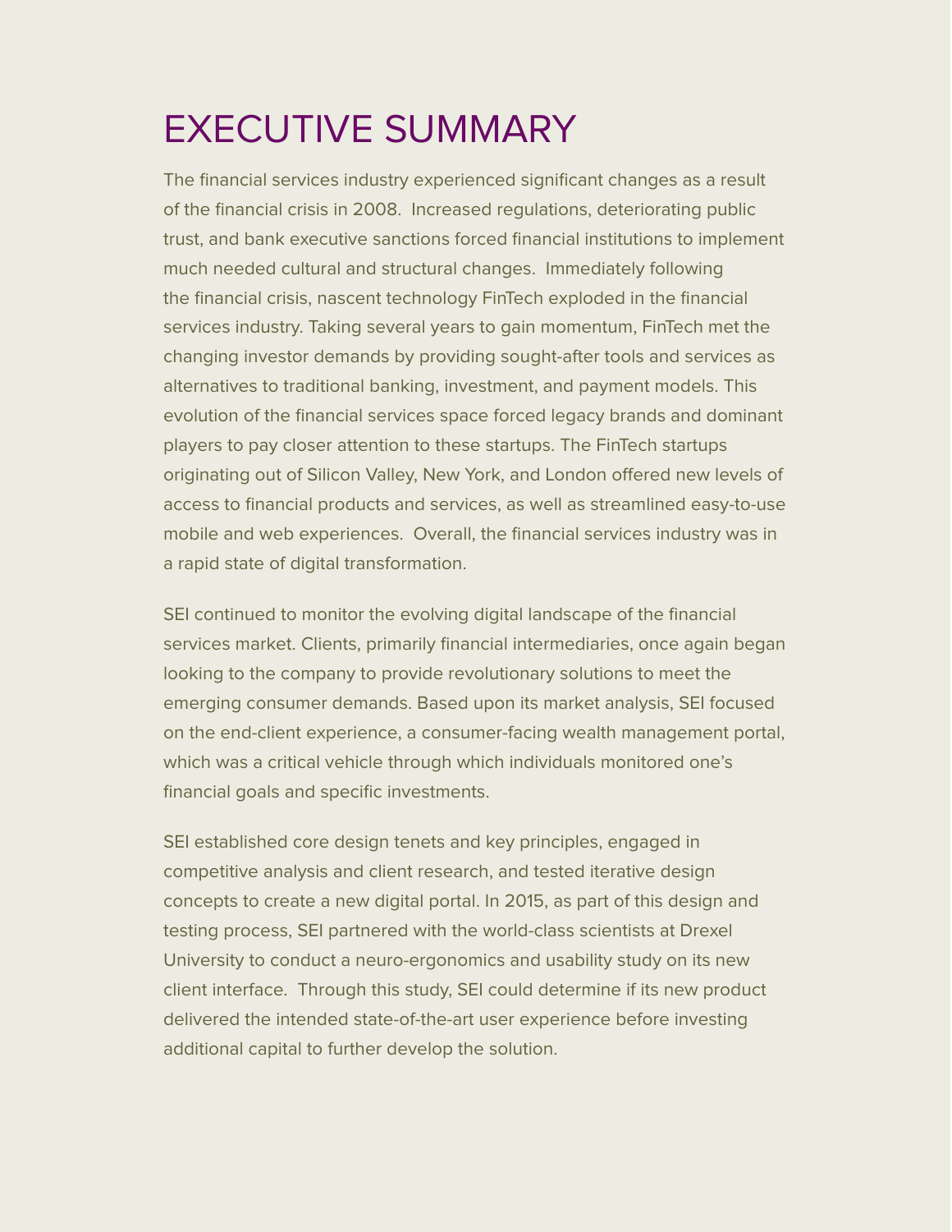# EXECUTIVE SUMMARY

The financial services industry experienced significant changes as a result of the financial crisis in 2008. Increased regulations, deteriorating public trust, and bank executive sanctions forced financial institutions to implement much needed cultural and structural changes. Immediately following the financial crisis, nascent technology FinTech exploded in the financial services industry. Taking several years to gain momentum, FinTech met the changing investor demands by providing sought-after tools and services as alternatives to traditional banking, investment, and payment models. This evolution of the financial services space forced legacy brands and dominant players to pay closer attention to these startups. The FinTech startups originating out of Silicon Valley, New York, and London offered new levels of access to financial products and services, as well as streamlined easy-to-use mobile and web experiences. Overall, the financial services industry was in a rapid state of digital transformation.

SEI continued to monitor the evolving digital landscape of the financial services market. Clients, primarily financial intermediaries, once again began looking to the company to provide revolutionary solutions to meet the emerging consumer demands. Based upon its market analysis, SEI focused on the end-client experience, a consumer-facing wealth management portal, which was a critical vehicle through which individuals monitored one's financial goals and specific investments.

SEI established core design tenets and key principles, engaged in competitive analysis and client research, and tested iterative design concepts to create a new digital portal. In 2015, as part of this design and testing process, SEI partnered with the world-class scientists at Drexel University to conduct a neuro-ergonomics and usability study on its new client interface. Through this study, SEI could determine if its new product delivered the intended state-of-the-art user experience before investing additional capital to further develop the solution.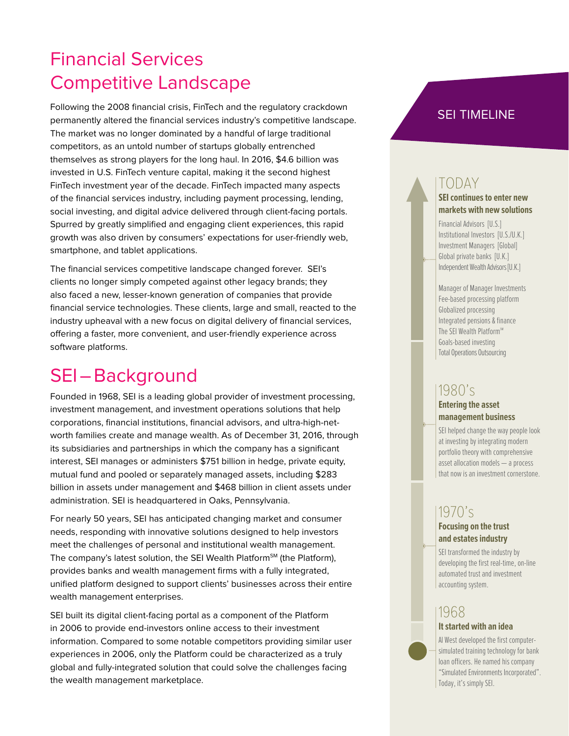# Financial Services Competitive Landscape

Following the 2008 financial crisis, FinTech and the regulatory crackdown permanently altered the financial services industry's competitive landscape. The market was no longer dominated by a handful of large traditional competitors, as an untold number of startups globally entrenched themselves as strong players for the long haul. In 2016, $4.6 billion was invested in U.S. FinTech venture capital, making it the second highest FinTech investment year of the decade. FinTech impacted many aspects of the financial services industry, including payment processing, lending, social investing, and digital advice delivered through client-facing portals. Spurred by greatly simplified and engaging client experiences, this rapid growth was also driven by consumers' expectations for user-friendly web, smartphone, and tablet applications.

The financial services competitive landscape changed forever. SEI's clients no longer simply competed against other legacy brands; they also faced a new, lesser-known generation of companies that provide financial service technologies. These clients, large and small, reacted to the industry upheaval with a new focus on digital delivery of financial services, offering a faster, more convenient, and user-friendly experience across software platforms.

# SEI – Background

Founded in 1968, SEI is a leading global provider of investment processing, investment management, and investment operations solutions that help corporations, financial institutions, financial advisors, and ultra-high-net-worth families create and manage wealth. As of December 31, 2016, through its subsidiaries and partnerships in which the company has a significant interest, SEI manages or administers $751 billion in hedge, private equity, mutual fund and pooled or separately managed assets, including $283 billion in assets under management and $468 billion in client assets under administration. SEI is headquartered in Oaks, Pennsylvania.

For nearly 50 years, SEI has anticipated changing market and consumer needs, responding with innovative solutions designed to help investors meet the challenges of personal and institutional wealth management. The company's latest solution, the SEI Wealth Platform℠ (the Platform), provides banks and wealth management firms with a fully integrated, unified platform designed to support clients' businesses across their entire wealth management enterprises.

SEI built its digital client-facing portal as a component of the Platform in 2006 to provide end-investors online access to their investment information. Compared to some notable competitors providing similar user experiences in 2006, only the Platform could be characterized as a truly global and fully-integrated solution that could solve the challenges facing the wealth management marketplace.

## SEI TIMELINE

### TODAY

**SEI continues to enter new markets with new solutions**

Financial Advisors [U.S.]
Institutional Investors [U.S./U.K.]
Investment Managers [Global]
Global private banks [U.K.]
Independent Wealth Advisors [U.K.]

Manager of Manager Investments
Fee-based processing platform
Globalized processing
Integrated pensions & finance
The SEI Wealth Platform℠
Goals-based investing
Total Operations Outsourcing

### 1980's

**Entering the asset management business**

SEI helped change the way people look at investing by integrating modern portfolio theory with comprehensive asset allocation models — a process that now is an investment cornerstone.

### 1970's

**Focusing on the trust and estates industry**

SEI transformed the industry by developing the first real-time, on-line automated trust and investment accounting system.

### 1968

**It started with an idea**

Al West developed the first computer-simulated training technology for bank loan officers. He named his company "Simulated Environments Incorporated". Today, it's simply SEI.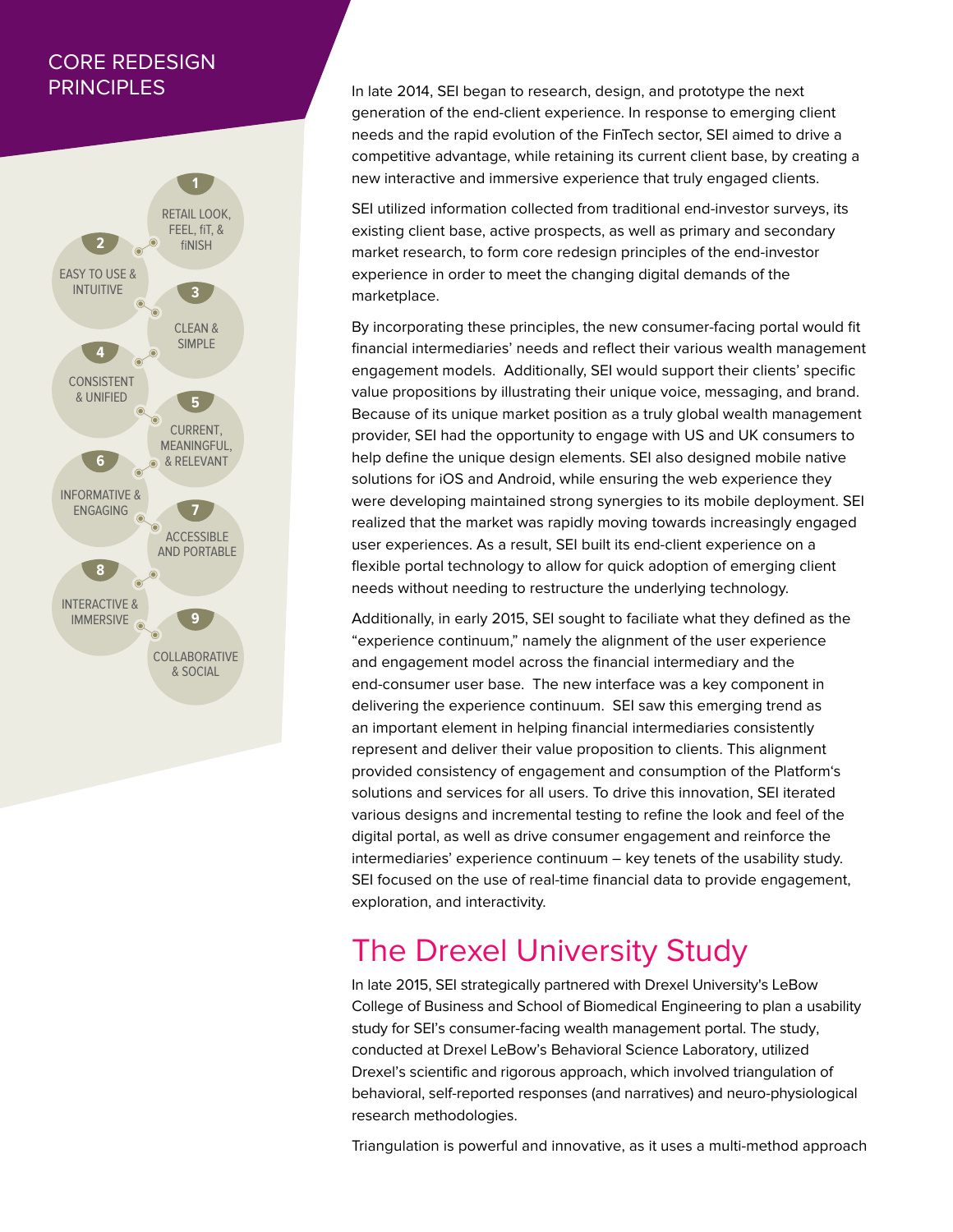## CORE REDESIGN PRINCIPLES

1. RETAIL LOOK, FEEL, fiT, & fiNISH
2. EASY TO USE & INTUITIVE
3. CLEAN & SIMPLE
4. CONSISTENT & UNIFIED
5. CURRENT, MEANINGFUL, & RELEVANT
6. INFORMATIVE & ENGAGING
7. ACCESSIBLE AND PORTABLE
8. INTERACTIVE & IMMERSIVE
9. COLLABORATIVE & SOCIAL

In late 2014, SEI began to research, design, and prototype the next generation of the end-client experience. In response to emerging client needs and the rapid evolution of the FinTech sector, SEI aimed to drive a competitive advantage, while retaining its current client base, by creating a new interactive and immersive experience that truly engaged clients.

SEI utilized information collected from traditional end-investor surveys, its existing client base, active prospects, as well as primary and secondary market research, to form core redesign principles of the end-investor experience in order to meet the changing digital demands of the marketplace.

By incorporating these principles, the new consumer-facing portal would fit financial intermediaries' needs and reflect their various wealth management engagement models. Additionally, SEI would support their clients' specific value propositions by illustrating their unique voice, messaging, and brand. Because of its unique market position as a truly global wealth management provider, SEI had the opportunity to engage with US and UK consumers to help define the unique design elements. SEI also designed mobile native solutions for iOS and Android, while ensuring the web experience they were developing maintained strong synergies to its mobile deployment. SEI realized that the market was rapidly moving towards increasingly engaged user experiences. As a result, SEI built its end-client experience on a flexible portal technology to allow for quick adoption of emerging client needs without needing to restructure the underlying technology.

Additionally, in early 2015, SEI sought to faciliate what they defined as the "experience continuum," namely the alignment of the user experience and engagement model across the financial intermediary and the end-consumer user base. The new interface was a key component in delivering the experience continuum. SEI saw this emerging trend as an important element in helping financial intermediaries consistently represent and deliver their value proposition to clients. This alignment provided consistency of engagement and consumption of the Platform's solutions and services for all users. To drive this innovation, SEI iterated various designs and incremental testing to refine the look and feel of the digital portal, as well as drive consumer engagement and reinforce the intermediaries' experience continuum – key tenets of the usability study. SEI focused on the use of real-time financial data to provide engagement, exploration, and interactivity.

## The Drexel University Study

In late 2015, SEI strategically partnered with Drexel University's LeBow College of Business and School of Biomedical Engineering to plan a usability study for SEI's consumer-facing wealth management portal. The study, conducted at Drexel LeBow's Behavioral Science Laboratory, utilized Drexel's scientific and rigorous approach, which involved triangulation of behavioral, self-reported responses (and narratives) and neuro-physiological research methodologies.

Triangulation is powerful and innovative, as it uses a multi-method approach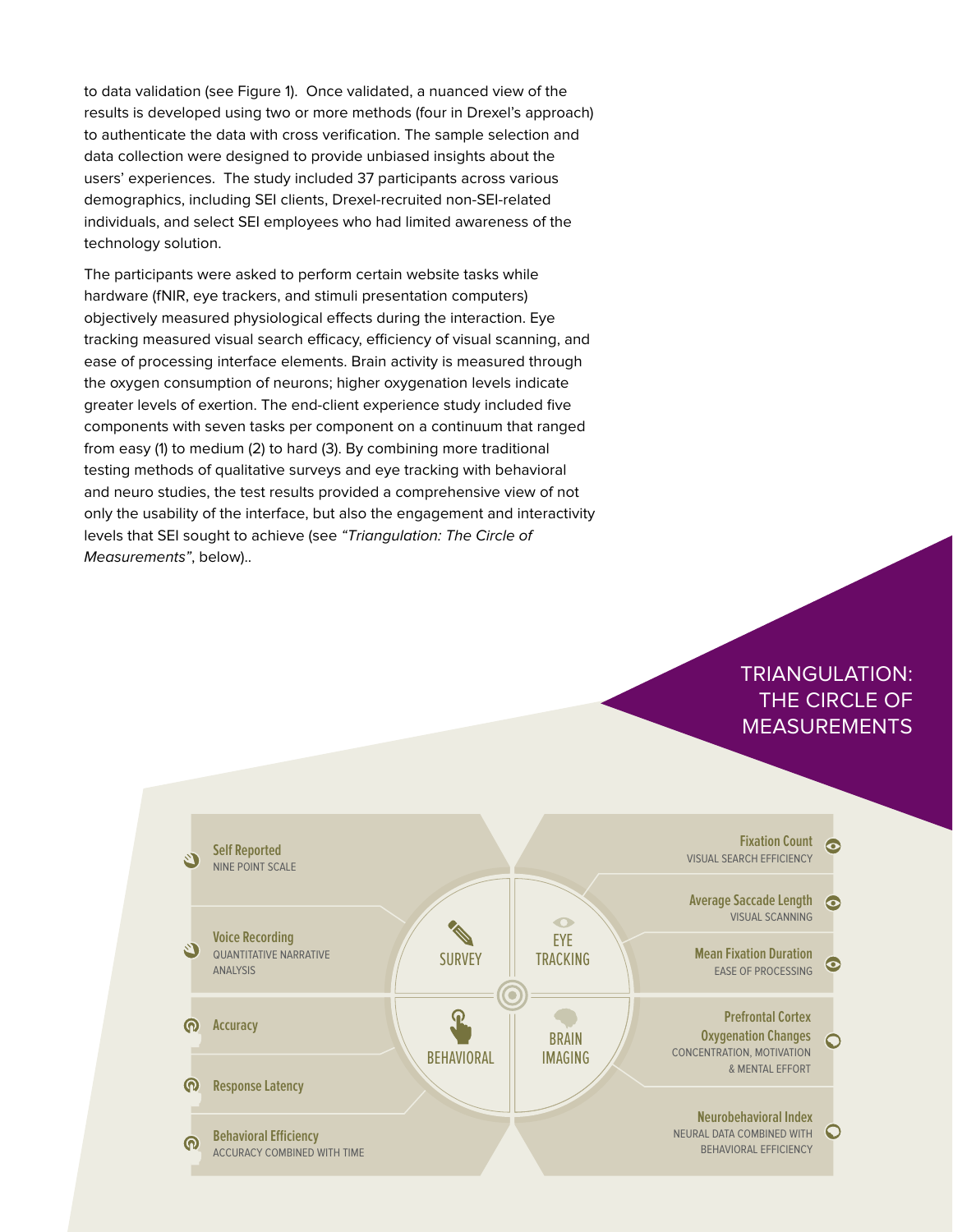to data validation (see Figure 1). Once validated, a nuanced view of the results is developed using two or more methods (four in Drexel's approach) to authenticate the data with cross verification. The sample selection and data collection were designed to provide unbiased insights about the users' experiences. The study included 37 participants across various demographics, including SEI clients, Drexel-recruited non-SEI-related individuals, and select SEI employees who had limited awareness of the technology solution.

The participants were asked to perform certain website tasks while hardware (fNIR, eye trackers, and stimuli presentation computers) objectively measured physiological effects during the interaction. Eye tracking measured visual search efficacy, efficiency of visual scanning, and ease of processing interface elements. Brain activity is measured through the oxygen consumption of neurons; higher oxygenation levels indicate greater levels of exertion. The end-client experience study included five components with seven tasks per component on a continuum that ranged from easy (1) to medium (2) to hard (3). By combining more traditional testing methods of qualitative surveys and eye tracking with behavioral and neuro studies, the test results provided a comprehensive view of not only the usability of the interface, but also the engagement and interactivity levels that SEI sought to achieve (see *"Triangulation: The Circle of Measurements"*, below)..

## TRIANGULATION: THE CIRCLE OF MEASUREMENTS

**SURVEY**
- **Self Reported** — NINE POINT SCALE
- **Voice Recording** — QUANTITATIVE NARRATIVE ANALYSIS

**EYE TRACKING**
- **Fixation Count** — VISUAL SEARCH EFFICIENCY
- **Average Saccade Length** — VISUAL SCANNING
- **Mean Fixation Duration** — EASE OF PROCESSING

**BEHAVIORAL**
- **Accuracy**
- **Response Latency**
- **Behavioral Efficiency** — ACCURACY COMBINED WITH TIME

**BRAIN IMAGING**
- **Prefrontal Cortex Oxygenation Changes** — CONCENTRATION, MOTIVATION & MENTAL EFFORT
- **Neurobehavioral Index** — NEURAL DATA COMBINED WITH BEHAVIORAL EFFICIENCY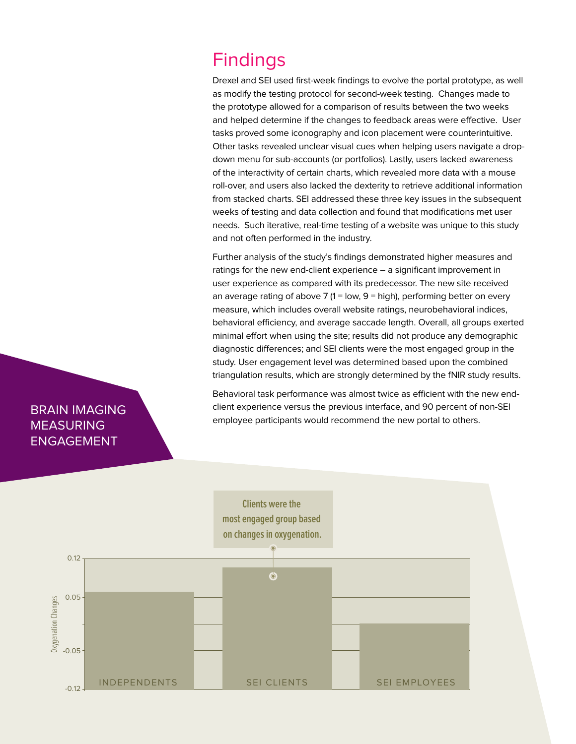# Findings

Drexel and SEI used first-week findings to evolve the portal prototype, as well as modify the testing protocol for second-week testing. Changes made to the prototype allowed for a comparison of results between the two weeks and helped determine if the changes to feedback areas were effective. User tasks proved some iconography and icon placement were counterintuitive. Other tasks revealed unclear visual cues when helping users navigate a drop-down menu for sub-accounts (or portfolios). Lastly, users lacked awareness of the interactivity of certain charts, which revealed more data with a mouse roll-over, and users also lacked the dexterity to retrieve additional information from stacked charts. SEI addressed these three key issues in the subsequent weeks of testing and data collection and found that modifications met user needs. Such iterative, real-time testing of a website was unique to this study and not often performed in the industry.

Further analysis of the study's findings demonstrated higher measures and ratings for the new end-client experience – a significant improvement in user experience as compared with its predecessor. The new site received an average rating of above 7 (1 = low, 9 = high), performing better on every measure, which includes overall website ratings, neurobehavioral indices, behavioral efficiency, and average saccade length. Overall, all groups exerted minimal effort when using the site; results did not produce any demographic diagnostic differences; and SEI clients were the most engaged group in the study. User engagement level was determined based upon the combined triangulation results, which are strongly determined by the fNIR study results.

Behavioral task performance was almost twice as efficient with the new end-client experience versus the previous interface, and 90 percent of non-SEI employee participants would recommend the new portal to others.

## BRAIN IMAGING MEASURING ENGAGEMENT

**Clients were the most engaged group based on changes in oxygenation.**

Oxygenation Changes

0.12
0.05
-0.05
-0.12

INDEPENDENTS | SEI CLIENTS | SEI EMPLOYEES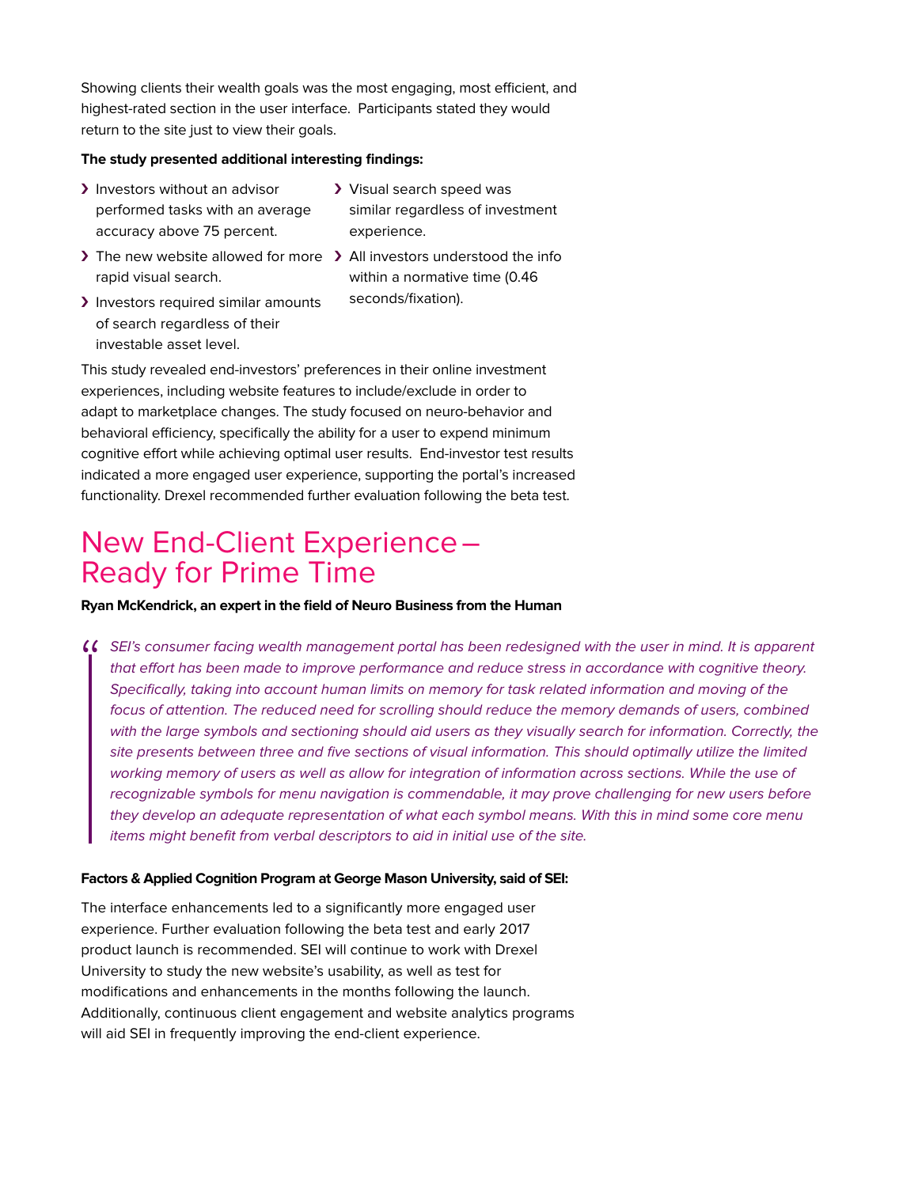Showing clients their wealth goals was the most engaging, most efficient, and highest-rated section in the user interface. Participants stated they would return to the site just to view their goals.

**The study presented additional interesting findings:**

- Investors without an advisor performed tasks with an average accuracy above 75 percent.
- The new website allowed for more rapid visual search.
- Investors required similar amounts of search regardless of their investable asset level.
- Visual search speed was similar regardless of investment experience.
- All investors understood the info within a normative time (0.46 seconds/fixation).

This study revealed end-investors' preferences in their online investment experiences, including website features to include/exclude in order to adapt to marketplace changes. The study focused on neuro-behavior and behavioral efficiency, specifically the ability for a user to expend minimum cognitive effort while achieving optimal user results. End-investor test results indicated a more engaged user experience, supporting the portal's increased functionality. Drexel recommended further evaluation following the beta test.

# New End-Client Experience – Ready for Prime Time

**Ryan McKendrick, an expert in the field of Neuro Business from the Human**

> *SEI's consumer facing wealth management portal has been redesigned with the user in mind. It is apparent that effort has been made to improve performance and reduce stress in accordance with cognitive theory. Specifically, taking into account human limits on memory for task related information and moving of the focus of attention. The reduced need for scrolling should reduce the memory demands of users, combined with the large symbols and sectioning should aid users as they visually search for information. Correctly, the site presents between three and five sections of visual information. This should optimally utilize the limited working memory of users as well as allow for integration of information across sections. While the use of recognizable symbols for menu navigation is commendable, it may prove challenging for new users before they develop an adequate representation of what each symbol means. With this in mind some core menu items might benefit from verbal descriptors to aid in initial use of the site.*

**Factors & Applied Cognition Program at George Mason University, said of SEI:**

The interface enhancements led to a significantly more engaged user experience. Further evaluation following the beta test and early 2017 product launch is recommended. SEI will continue to work with Drexel University to study the new website's usability, as well as test for modifications and enhancements in the months following the launch. Additionally, continuous client engagement and website analytics programs will aid SEI in frequently improving the end-client experience.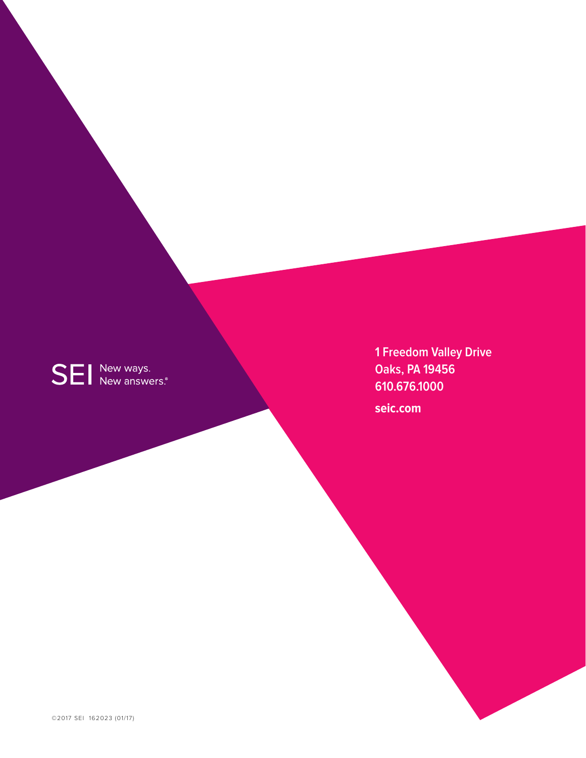SEI New ways. New answers.®

**1 Freedom Valley Drive**
**Oaks, PA 19456**
**610.676.1000**

**seic.com**

©2017 SEI 162023 (01/17)